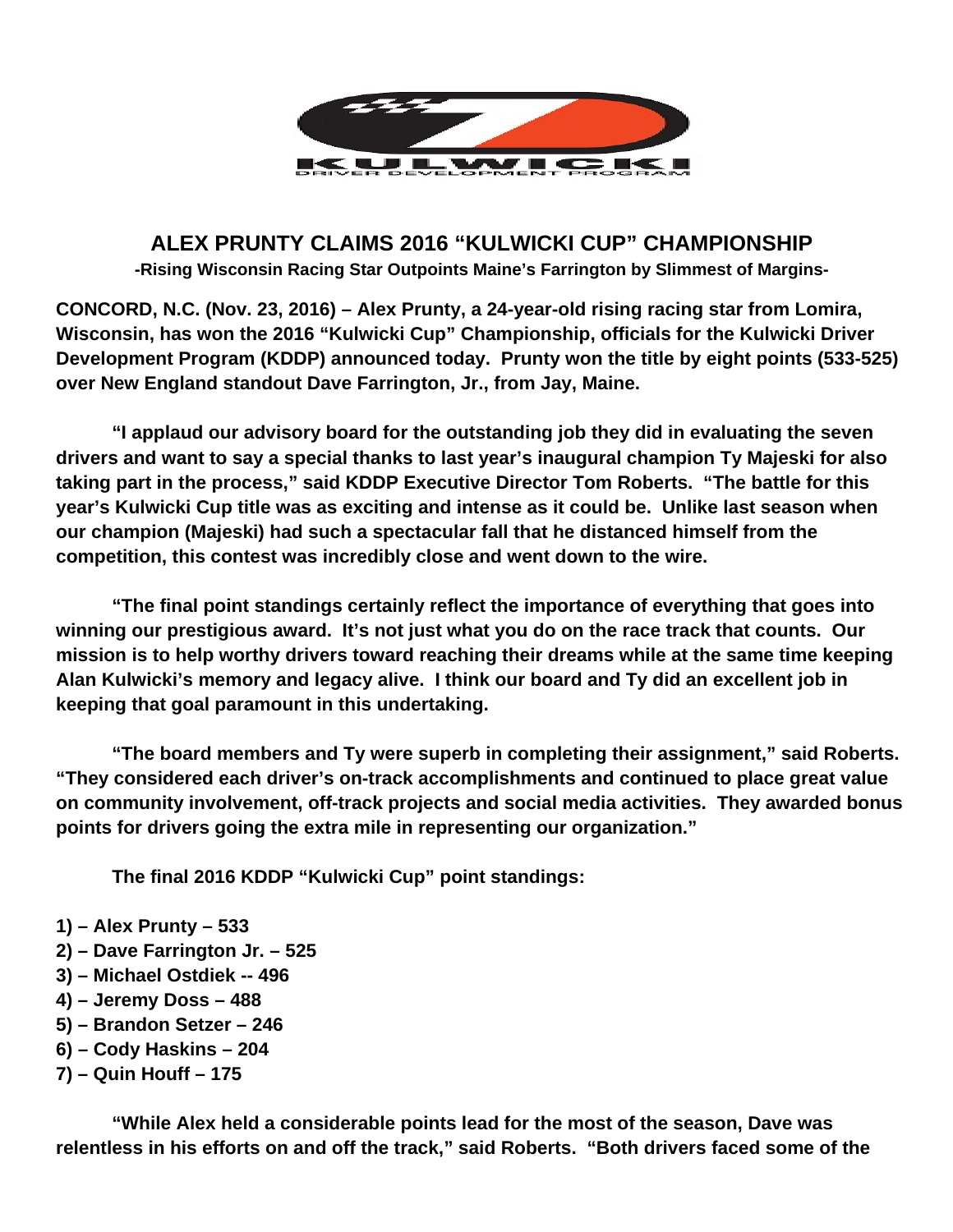# ALEX PRUNTY CLAIMS 2016 "KULWICKI CUP" CHAMPIONSHIP

**-Rising Wisconsin Racing Star Outpoints Maine's Farrington by Slimmest of Margins-**

**CONCORD, N.C. (Nov. 23, 2016) – Alex Prunty, a 24-year-old rising racing star from Lomira, Wisconsin, has won the 2016 "Kulwicki Cup" Championship, officials for the Kulwicki Driver Development Program (KDDP) announced today. Prunty won the title by eight points (533-525) over New England standout Dave Farrington, Jr., from Jay, Maine.**

**"I applaud our advisory board for the outstanding job they did in evaluating the seven drivers and want to say a special thanks to last year's inaugural champion Ty Majeski for also taking part in the process," said KDDP Executive Director Tom Roberts. "The battle for this year's Kulwicki Cup title was as exciting and intense as it could be. Unlike last season when our champion (Majeski) had such a spectacular fall that he distanced himself from the competition, this contest was incredibly close and went down to the wire.**

**"The final point standings certainly reflect the importance of everything that goes into winning our prestigious award. It's not just what you do on the race track that counts. Our mission is to help worthy drivers toward reaching their dreams while at the same time keeping Alan Kulwicki's memory and legacy alive. I think our board and Ty did an excellent job in keeping that goal paramount in this undertaking.**

**"The board members and Ty were superb in completing their assignment," said Roberts. "They considered each driver's on-track accomplishments and continued to place great value on community involvement, off-track projects and social media activities. They awarded bonus points for drivers going the extra mile in representing our organization."**

**The final 2016 KDDP "Kulwicki Cup" point standings:**

**1) – Alex Prunty – 533**
**2) – Dave Farrington Jr. – 525**
**3) – Michael Ostdiek -- 496**
**4) – Jeremy Doss – 488**
**5) – Brandon Setzer – 246**
**6) – Cody Haskins – 204**
**7) – Quin Houff – 175**

**"While Alex held a considerable points lead for the most of the season, Dave was relentless in his efforts on and off the track," said Roberts. "Both drivers faced some of the**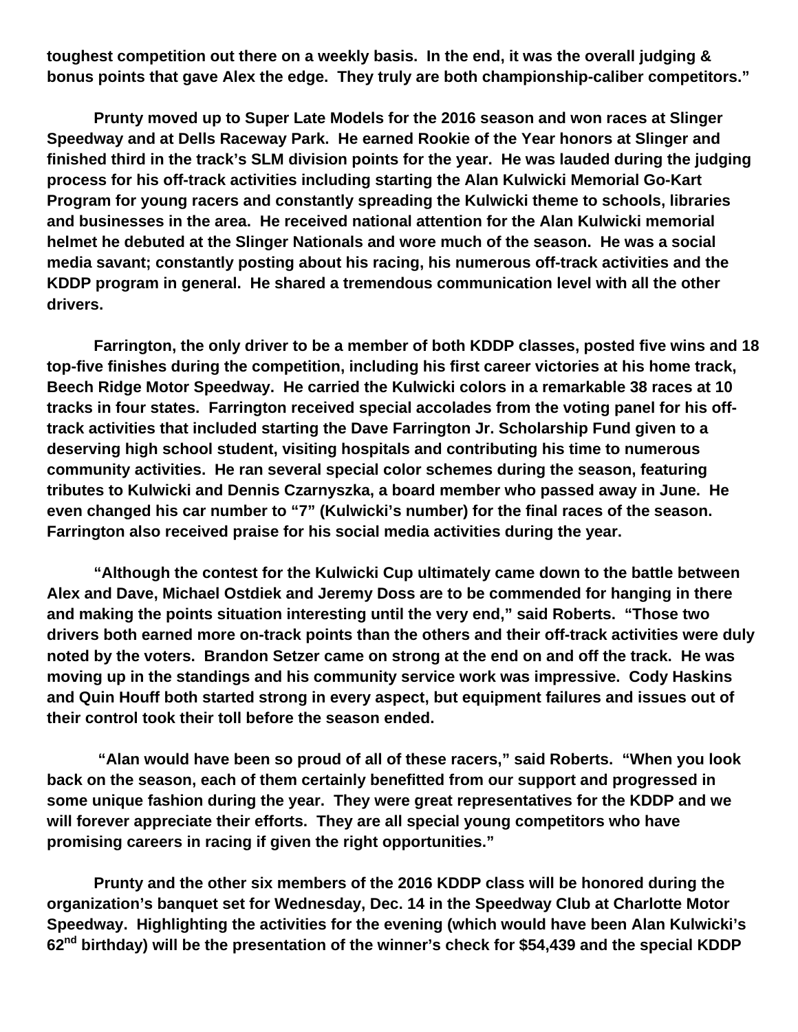**toughest competition out there on a weekly basis. In the end, it was the overall judging & bonus points that gave Alex the edge. They truly are both championship-caliber competitors."**

**Prunty moved up to Super Late Models for the 2016 season and won races at Slinger Speedway and at Dells Raceway Park. He earned Rookie of the Year honors at Slinger and finished third in the track's SLM division points for the year. He was lauded during the judging process for his off-track activities including starting the Alan Kulwicki Memorial Go-Kart Program for young racers and constantly spreading the Kulwicki theme to schools, libraries and businesses in the area. He received national attention for the Alan Kulwicki memorial helmet he debuted at the Slinger Nationals and wore much of the season. He was a social media savant; constantly posting about his racing, his numerous off-track activities and the KDDP program in general. He shared a tremendous communication level with all the other drivers.**

**Farrington, the only driver to be a member of both KDDP classes, posted five wins and 18 top-five finishes during the competition, including his first career victories at his home track, Beech Ridge Motor Speedway. He carried the Kulwicki colors in a remarkable 38 races at 10 tracks in four states. Farrington received special accolades from the voting panel for his off-track activities that included starting the Dave Farrington Jr. Scholarship Fund given to a deserving high school student, visiting hospitals and contributing his time to numerous community activities. He ran several special color schemes during the season, featuring tributes to Kulwicki and Dennis Czarnyszka, a board member who passed away in June. He even changed his car number to "7" (Kulwicki's number) for the final races of the season. Farrington also received praise for his social media activities during the year.**

**"Although the contest for the Kulwicki Cup ultimately came down to the battle between Alex and Dave, Michael Ostdiek and Jeremy Doss are to be commended for hanging in there and making the points situation interesting until the very end," said Roberts. "Those two drivers both earned more on-track points than the others and their off-track activities were duly noted by the voters. Brandon Setzer came on strong at the end on and off the track. He was moving up in the standings and his community service work was impressive. Cody Haskins and Quin Houff both started strong in every aspect, but equipment failures and issues out of their control took their toll before the season ended.**

**"Alan would have been so proud of all of these racers," said Roberts. "When you look back on the season, each of them certainly benefitted from our support and progressed in some unique fashion during the year. They were great representatives for the KDDP and we will forever appreciate their efforts. They are all special young competitors who have promising careers in racing if given the right opportunities."**

**Prunty and the other six members of the 2016 KDDP class will be honored during the organization's banquet set for Wednesday, Dec. 14 in the Speedway Club at Charlotte Motor Speedway. Highlighting the activities for the evening (which would have been Alan Kulwicki's 62nd birthday) will be the presentation of the winner's check for $54,439 and the special KDDP**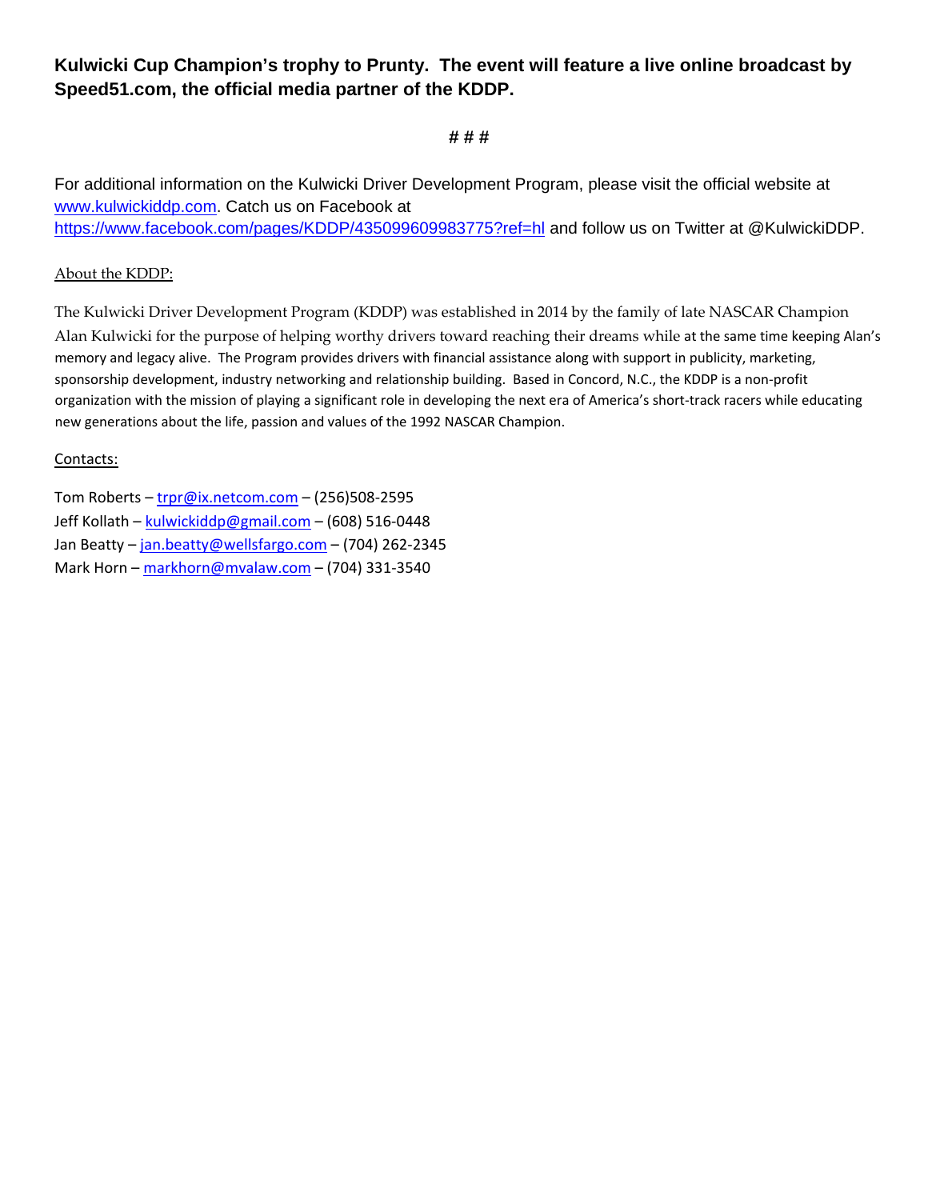**Kulwicki Cup Champion's trophy to Prunty. The event will feature a live online broadcast by Speed51.com, the official media partner of the KDDP.**

# # #

For additional information on the Kulwicki Driver Development Program, please visit the official website at www.kulwickiddp.com. Catch us on Facebook at https://www.facebook.com/pages/KDDP/435099609983775?ref=hl and follow us on Twitter at @KulwickiDDP.

About the KDDP:

The Kulwicki Driver Development Program (KDDP) was established in 2014 by the family of late NASCAR Champion Alan Kulwicki for the purpose of helping worthy drivers toward reaching their dreams while at the same time keeping Alan's memory and legacy alive. The Program provides drivers with financial assistance along with support in publicity, marketing, sponsorship development, industry networking and relationship building. Based in Concord, N.C., the KDDP is a non-profit organization with the mission of playing a significant role in developing the next era of America's short-track racers while educating new generations about the life, passion and values of the 1992 NASCAR Champion.

Contacts:

Tom Roberts – trpr@ix.netcom.com – (256)508-2595
Jeff Kollath – kulwickiddp@gmail.com – (608) 516-0448
Jan Beatty – jan.beatty@wellsfargo.com – (704) 262-2345
Mark Horn – markhorn@mvalaw.com – (704) 331-3540